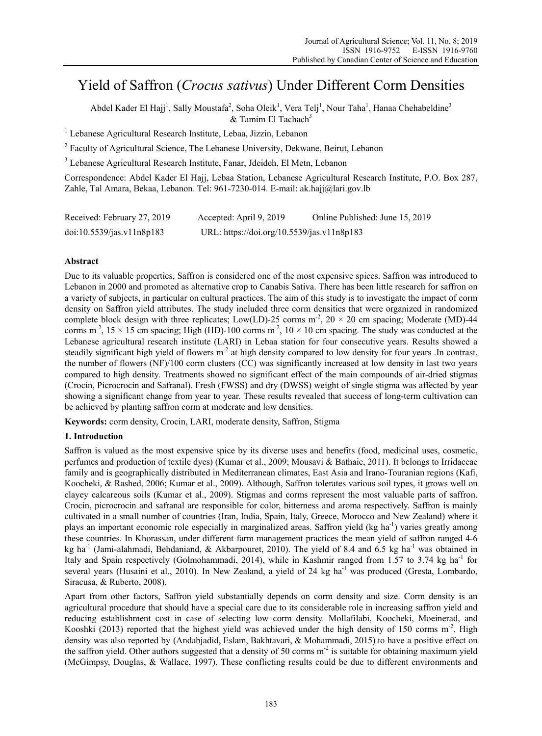# Yield of Saffron (*Crocus sativus*) Under Different Corm Densities

Abdel Kader El Hajj[1], Sally Moustafa[2], Soha Oleik[1], Vera Telj[1], Nour Taha[1], Hanaa Chehabeldine[3] & Tamim El Tachach[3]

[1] Lebanese Agricultural Research Institute, Lebaa, Jizzin, Lebanon

[2] Faculty of Agricultural Science, The Lebanese University, Dekwane, Beirut, Lebanon

[3] Lebanese Agricultural Research Institute, Fanar, Jdeideh, El Metn, Lebanon

Correspondence: Abdel Kader El Hajj, Lebaa Station, Lebanese Agricultural Research Institute, P.O. Box 287, Zahle, Tal Amara, Bekaa, Lebanon. Tel: 961-7230-014. E-mail: ak.hajj@lari.gov.lb

Received: February 27, 2019 Accepted: April 9, 2019 Online Published: June 15, 2019

doi:10.5539/jas.v11n8p183 URL: https://doi.org/10.5539/jas.v11n8p183

## Abstract

Due to its valuable properties, Saffron is considered one of the most expensive spices. Saffron was introduced to Lebanon in 2000 and promoted as alternative crop to Canabis Sativa. There has been little research for saffron on a variety of subjects, in particular on cultural practices. The aim of this study is to investigate the impact of corm density on Saffron yield attributes. The study included three corm densities that were organized in randomized complete block design with three replicates; Low(LD)-25 corms $m^{-2}$, 20 × 20 cm spacing; Moderate (MD)-44 corms $m^{-2}$, 15 × 15 cm spacing; High (HD)-100 corms $m^{-2}$, 10 × 10 cm spacing. The study was conducted at the Lebanese agricultural research institute (LARI) in Lebaa station for four consecutive years. Results showed a steadily significant high yield of flowers $m^{-2}$ at high density compared to low density for four years .In contrast, the number of flowers (NF)/100 corm clusters (CC) was significantly increased at low density in last two years compared to high density. Treatments showed no significant effect of the main compounds of air-dried stigmas (Crocin, Picrocrocin and Safranal). Fresh (FWSS) and dry (DWSS) weight of single stigma was affected by year showing a significant change from year to year. These results revealed that success of long-term cultivation can be achieved by planting saffron corm at moderate and low densities.

**Keywords:** corm density, Crocin, LARI, moderate density, Saffron, Stigma

## 1. Introduction

Saffron is valued as the most expensive spice by its diverse uses and benefits (food, medicinal uses, cosmetic, perfumes and production of textile dyes) (Kumar et al., 2009; Mousavi & Bathaie, 2011). It belongs to Irridaceae family and is geographically distributed in Mediterranean climates, East Asia and Irano-Touranian regions (Kafi, Koocheki, & Rashed, 2006; Kumar et al., 2009). Although, Saffron tolerates various soil types, it grows well on clayey calcareous soils (Kumar et al., 2009). Stigmas and corms represent the most valuable parts of saffron. Crocin, picrocrocin and safranal are responsible for color, bitterness and aroma respectively. Saffron is mainly cultivated in a small number of countries (Iran, India, Spain, Italy, Greece, Morocco and New Zealand) where it plays an important economic role especially in marginalized areas. Saffron yield (kg $ha^{-1}$) varies greatly among these countries. In Khorassan, under different farm management practices the mean yield of saffron ranged 4-6 kg $ha^{-1}$ (Jami-alahmadi, Behdaniand, & Akbarpouret, 2010). The yield of 8.4 and 6.5 kg $ha^{-1}$ was obtained in Italy and Spain respectively (Golmohammadi, 2014), while in Kashmir ranged from 1.57 to 3.74 kg $ha^{-1}$ for several years (Husaini et al., 2010). In New Zealand, a yield of 24 kg $ha^{-1}$ was produced (Gresta, Lombardo, Siracusa, & Ruberto, 2008).

Apart from other factors, Saffron yield substantially depends on corm density and size. Corm density is an agricultural procedure that should have a special care due to its considerable role in increasing saffron yield and reducing establishment cost in case of selecting low corm density. Mollafilabi, Koocheki, Moeinerad, and Kooshki (2013) reported that the highest yield was achieved under the high density of 150 corms $m^{-2}$. High density was also reported by (Andabjadid, Eslam, Bakhtavari, & Mohammadi, 2015) to have a positive effect on the saffron yield. Other authors suggested that a density of 50 corms $m^{-2}$ is suitable for obtaining maximum yield (McGimpsy, Douglas, & Wallace, 1997). These conflicting results could be due to different environments and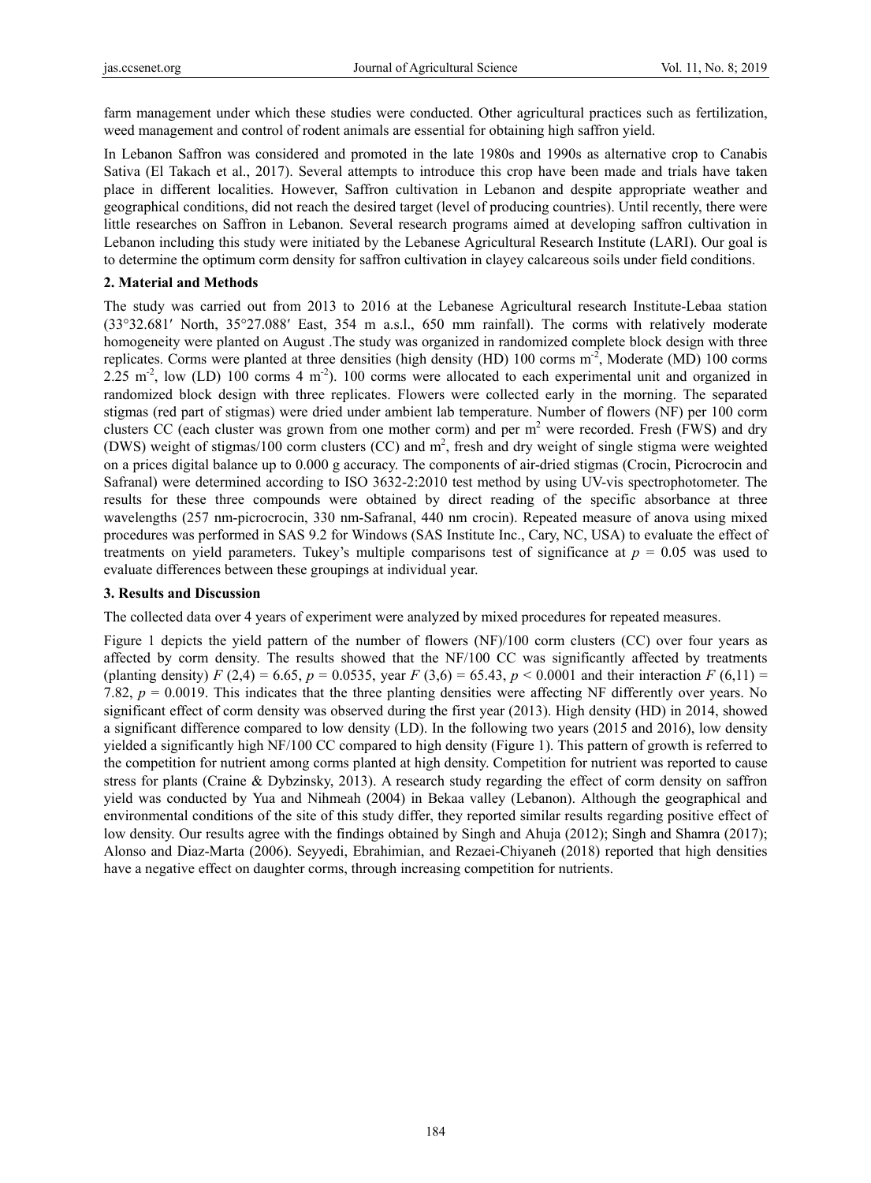farm management under which these studies were conducted. Other agricultural practices such as fertilization, weed management and control of rodent animals are essential for obtaining high saffron yield.

In Lebanon Saffron was considered and promoted in the late 1980s and 1990s as alternative crop to Canabis Sativa (El Takach et al., 2017). Several attempts to introduce this crop have been made and trials have taken place in different localities. However, Saffron cultivation in Lebanon and despite appropriate weather and geographical conditions, did not reach the desired target (level of producing countries). Until recently, there were little researches on Saffron in Lebanon. Several research programs aimed at developing saffron cultivation in Lebanon including this study were initiated by the Lebanese Agricultural Research Institute (LARI). Our goal is to determine the optimum corm density for saffron cultivation in clayey calcareous soils under field conditions.

## 2. Material and Methods

The study was carried out from 2013 to 2016 at the Lebanese Agricultural research Institute-Lebaa station (33°32.681′ North, 35°27.088′ East, 354 m a.s.l., 650 mm rainfall). The corms with relatively moderate homogeneity were planted on August .The study was organized in randomized complete block design with three replicates. Corms were planted at three densities (high density (HD) 100 corms $m^{-2}$, Moderate (MD) 100 corms 2.25 $m^{-2}$, low (LD) 100 corms 4 $m^{-2}$). 100 corms were allocated to each experimental unit and organized in randomized block design with three replicates. Flowers were collected early in the morning. The separated stigmas (red part of stigmas) were dried under ambient lab temperature. Number of flowers (NF) per 100 corm clusters CC (each cluster was grown from one mother corm) and per $m^2$ were recorded. Fresh (FWS) and dry (DWS) weight of stigmas/100 corm clusters (CC) and $m^2$, fresh and dry weight of single stigma were weighted on a prices digital balance up to 0.000 g accuracy. The components of air-dried stigmas (Crocin, Picrocrocin and Safranal) were determined according to ISO 3632-2:2010 test method by using UV-vis spectrophotometer. The results for these three compounds were obtained by direct reading of the specific absorbance at three wavelengths (257 nm-picrocrocin, 330 nm-Safranal, 440 nm crocin). Repeated measure of anova using mixed procedures was performed in SAS 9.2 for Windows (SAS Institute Inc., Cary, NC, USA) to evaluate the effect of treatments on yield parameters. Tukey's multiple comparisons test of significance at $p = 0.05$ was used to evaluate differences between these groupings at individual year.

## 3. Results and Discussion

The collected data over 4 years of experiment were analyzed by mixed procedures for repeated measures.

Figure 1 depicts the yield pattern of the number of flowers (NF)/100 corm clusters (CC) over four years as affected by corm density. The results showed that the NF/100 CC was significantly affected by treatments (planting density) $F(2,4) = 6.65$, $p = 0.0535$, year $F(3,6) = 65.43$, $p < 0.0001$ and their interaction $F(6,11) = 7.82$, $p = 0.0019$. This indicates that the three planting densities were affecting NF differently over years. No significant effect of corm density was observed during the first year (2013). High density (HD) in 2014, showed a significant difference compared to low density (LD). In the following two years (2015 and 2016), low density yielded a significantly high NF/100 CC compared to high density (Figure 1). This pattern of growth is referred to the competition for nutrient among corms planted at high density. Competition for nutrient was reported to cause stress for plants (Craine & Dybzinsky, 2013). A research study regarding the effect of corm density on saffron yield was conducted by Yua and Nihmeah (2004) in Bekaa valley (Lebanon). Although the geographical and environmental conditions of the site of this study differ, they reported similar results regarding positive effect of low density. Our results agree with the findings obtained by Singh and Ahuja (2012); Singh and Shamra (2017); Alonso and Diaz-Marta (2006). Seyyedi, Ebrahimian, and Rezaei-Chiyaneh (2018) reported that high densities have a negative effect on daughter corms, through increasing competition for nutrients.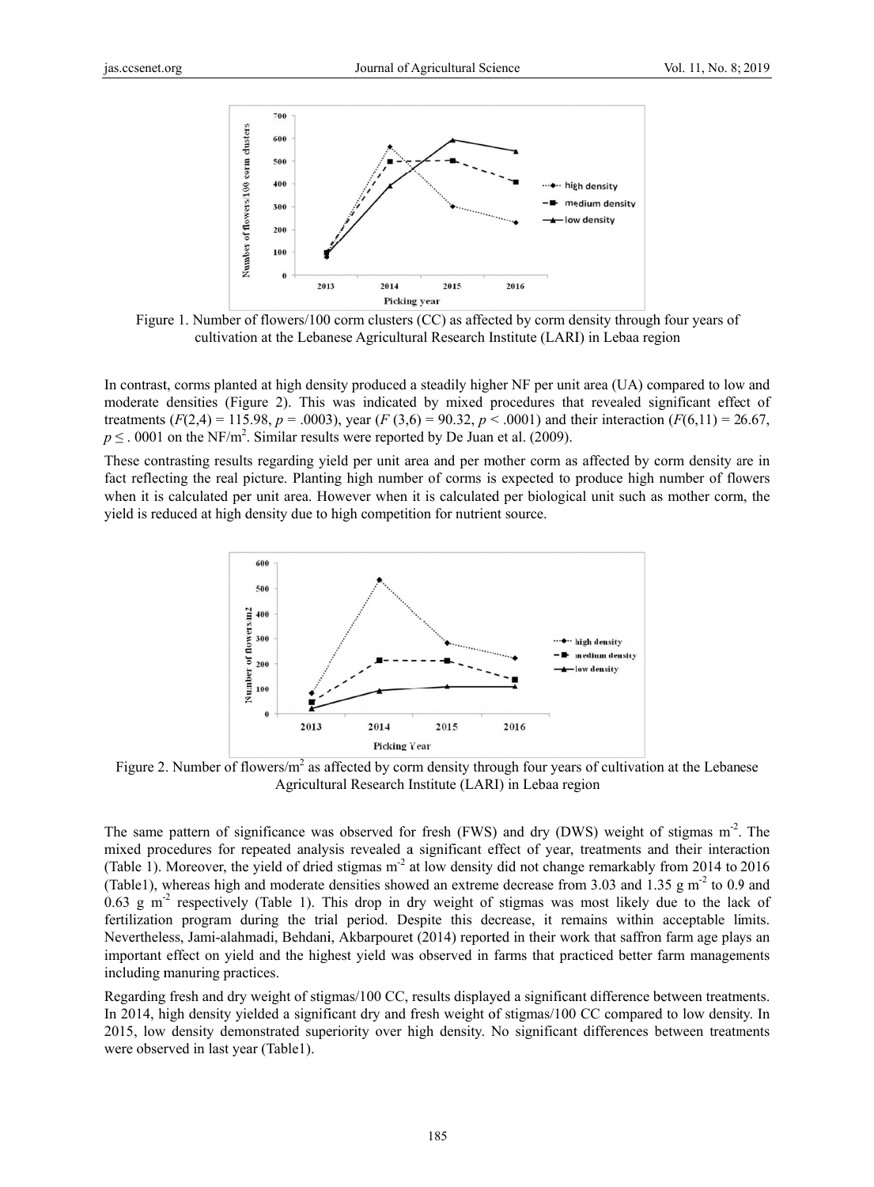Figure 1. Number of flowers/100 corm clusters (CC) as affected by corm density through four years of cultivation at the Lebanese Agricultural Research Institute (LARI) in Lebaa region

In contrast, corms planted at high density produced a steadily higher NF per unit area (UA) compared to low and moderate densities (Figure 2). This was indicated by mixed procedures that revealed significant effect of treatments ($F(2,4) = 115.98$, $p = .0003$), year ($F(3,6) = 90.32$, $p < .0001$) and their interaction ($F(6,11) = 26.67$, $p \leq .0001$ on the NF/m$^2$. Similar results were reported by De Juan et al. (2009).

These contrasting results regarding yield per unit area and per mother corm as affected by corm density are in fact reflecting the real picture. Planting high number of corms is expected to produce high number of flowers when it is calculated per unit area. However when it is calculated per biological unit such as mother corm, the yield is reduced at high density due to high competition for nutrient source.

Figure 2. Number of flowers/m$^2$ as affected by corm density through four years of cultivation at the Lebanese Agricultural Research Institute (LARI) in Lebaa region

The same pattern of significance was observed for fresh (FWS) and dry (DWS) weight of stigmas m$^{-2}$. The mixed procedures for repeated analysis revealed a significant effect of year, treatments and their interaction (Table 1). Moreover, the yield of dried stigmas m$^{-2}$ at low density did not change remarkably from 2014 to 2016 (Table1), whereas high and moderate densities showed an extreme decrease from 3.03 and 1.35 g m$^{-2}$ to 0.9 and 0.63 g m$^{-2}$ respectively (Table 1). This drop in dry weight of stigmas was most likely due to the lack of fertilization program during the trial period. Despite this decrease, it remains within acceptable limits. Nevertheless, Jami-alahmadi, Behdani, Akbarpouret (2014) reported in their work that saffron farm age plays an important effect on yield and the highest yield was observed in farms that practiced better farm managements including manuring practices.

Regarding fresh and dry weight of stigmas/100 CC, results displayed a significant difference between treatments. In 2014, high density yielded a significant dry and fresh weight of stigmas/100 CC compared to low density. In 2015, low density demonstrated superiority over high density. No significant differences between treatments were observed in last year (Table1).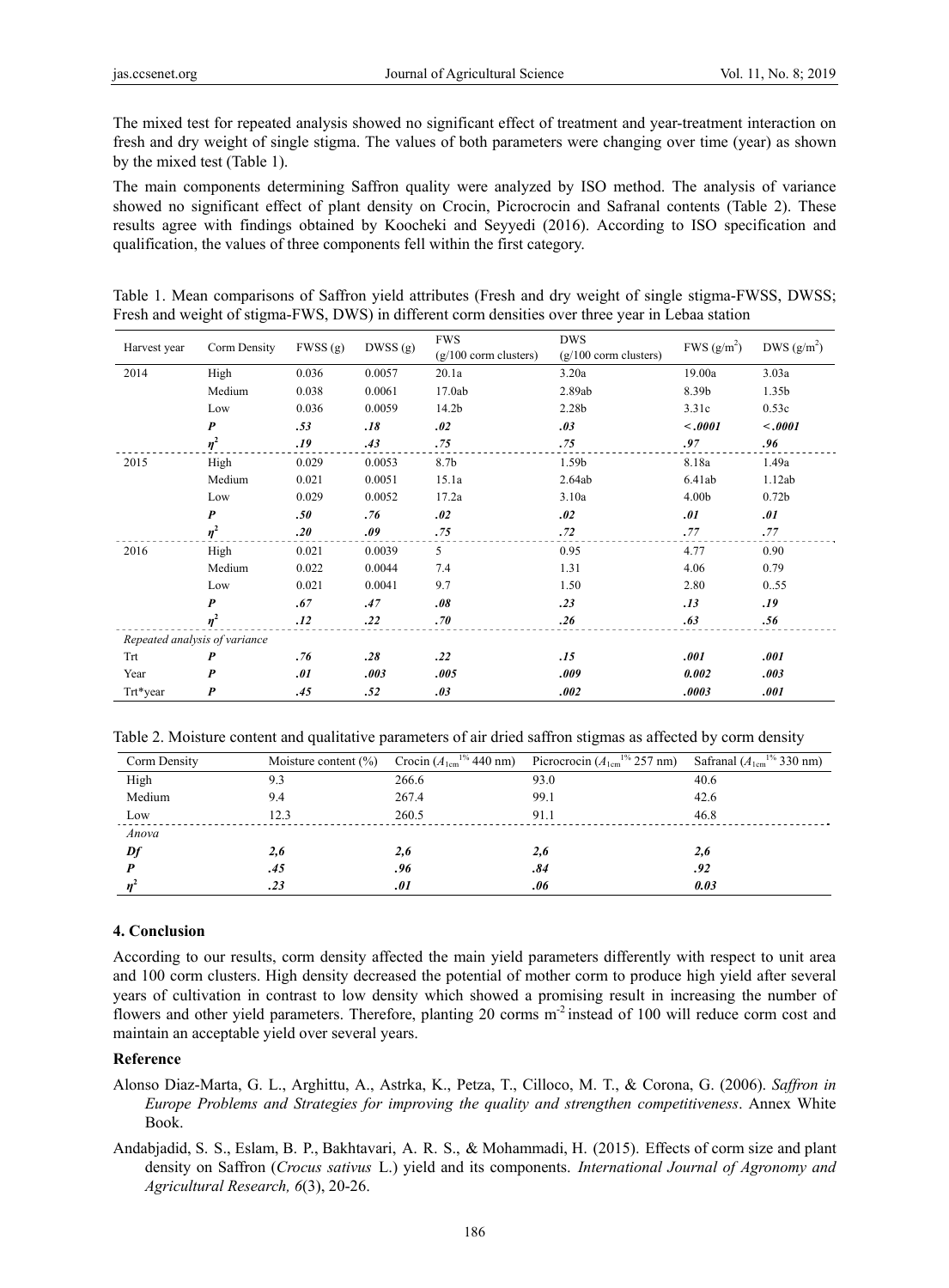The mixed test for repeated analysis showed no significant effect of treatment and year-treatment interaction on fresh and dry weight of single stigma. The values of both parameters were changing over time (year) as shown by the mixed test (Table 1).

The main components determining Saffron quality were analyzed by ISO method. The analysis of variance showed no significant effect of plant density on Crocin, Picrocrocin and Safranal contents (Table 2). These results agree with findings obtained by Koocheki and Seyyedi (2016). According to ISO specification and qualification, the values of three components fell within the first category.

Table 1. Mean comparisons of Saffron yield attributes (Fresh and dry weight of single stigma-FWSS, DWSS; Fresh and weight of stigma-FWS, DWS) in different corm densities over three year in Lebaa station

| Harvest year | Corm Density | FWSS (g) | DWSS (g) | FWS (g/100 corm clusters) | DWS (g/100 corm clusters) | FWS ($g/m^2$) | DWS ($g/m^2$) |
|---|---|---|---|---|---|---|---|
| 2014 | High | 0.036 | 0.0057 | 20.1a | 3.20a | 19.00a | 3.03a |
| | Medium | 0.038 | 0.0061 | 17.0ab | 2.89ab | 8.39b | 1.35b |
| | Low | 0.036 | 0.0059 | 14.2b | 2.28b | 3.31c | 0.53c |
| | ***P*** | ***.53*** | ***.18*** | ***.02*** | ***.03*** | ***< .0001*** | ***< .0001*** |
| | $\eta^2$ | ***.19*** | ***.43*** | ***.75*** | ***.75*** | ***.97*** | ***.96*** |
| 2015 | High | 0.029 | 0.0053 | 8.7b | 1.59b | 8.18a | 1.49a |
| | Medium | 0.021 | 0.0051 | 15.1a | 2.64ab | 6.41ab | 1.12ab |
| | Low | 0.029 | 0.0052 | 17.2a | 3.10a | 4.00b | 0.72b |
| | ***P*** | ***.50*** | ***.76*** | ***.02*** | ***.02*** | ***.01*** | ***.01*** |
| | $\eta^2$ | ***.20*** | ***.09*** | ***.75*** | ***.72*** | ***.77*** | ***.77*** |
| 2016 | High | 0.021 | 0.0039 | 5 | 0.95 | 4.77 | 0.90 |
| | Medium | 0.022 | 0.0044 | 7.4 | 1.31 | 4.06 | 0.79 |
| | Low | 0.021 | 0.0041 | 9.7 | 1.50 | 2.80 | 0..55 |
| | ***P*** | ***.67*** | ***.47*** | ***.08*** | ***.23*** | ***.13*** | ***.19*** |
| | $\eta^2$ | ***.12*** | ***.22*** | ***.70*** | ***.26*** | ***.63*** | ***.56*** |
| *Repeated analysis of variance* | | | | | | | |
| Trt | ***P*** | ***.76*** | ***.28*** | ***.22*** | ***.15*** | ***.001*** | ***.001*** |
| Year | ***P*** | ***.01*** | ***.003*** | ***.005*** | ***.009*** | ***0.002*** | ***.003*** |
| Trt*year | ***P*** | ***.45*** | ***.52*** | ***.03*** | ***.002*** | ***.0003*** | ***.001*** |

Table 2. Moisture content and qualitative parameters of air dried saffron stigmas as affected by corm density

| Corm Density | Moisture content (%) | Crocin ($A_{1cm}^{1\%}$ 440 nm) | Picrocrocin ($A_{1cm}^{1\%}$ 257 nm) | Safranal ($A_{1cm}^{1\%}$ 330 nm) |
|---|---|---|---|---|
| High | 9.3 | 266.6 | 93.0 | 40.6 |
| Medium | 9.4 | 267.4 | 99.1 | 42.6 |
| Low | 12.3 | 260.5 | 91.1 | 46.8 |
| *Anova* | | | | |
| ***Df*** | ***2,6*** | ***2,6*** | ***2,6*** | ***2,6*** |
| ***P*** | ***.45*** | ***.96*** | ***.84*** | ***.92*** |
| $\eta^2$ | ***.23*** | ***.01*** | ***.06*** | ***0.03*** |

## 4. Conclusion

According to our results, corm density affected the main yield parameters differently with respect to unit area and 100 corm clusters. High density decreased the potential of mother corm to produce high yield after several years of cultivation in contrast to low density which showed a promising result in increasing the number of flowers and other yield parameters. Therefore, planting 20 corms $m^{-2}$ instead of 100 will reduce corm cost and maintain an acceptable yield over several years.

## Reference

Alonso Diaz-Marta, G. L., Arghittu, A., Astrka, K., Petza, T., Cilloco, M. T., & Corona, G. (2006). *Saffron in Europe Problems and Strategies for improving the quality and strengthen competitiveness*. Annex White Book.

Andabjadid, S. S., Eslam, B. P., Bakhtavari, A. R. S., & Mohammadi, H. (2015). Effects of corm size and plant density on Saffron (*Crocus sativus* L.) yield and its components. *International Journal of Agronomy and Agricultural Research, 6*(3), 20-26.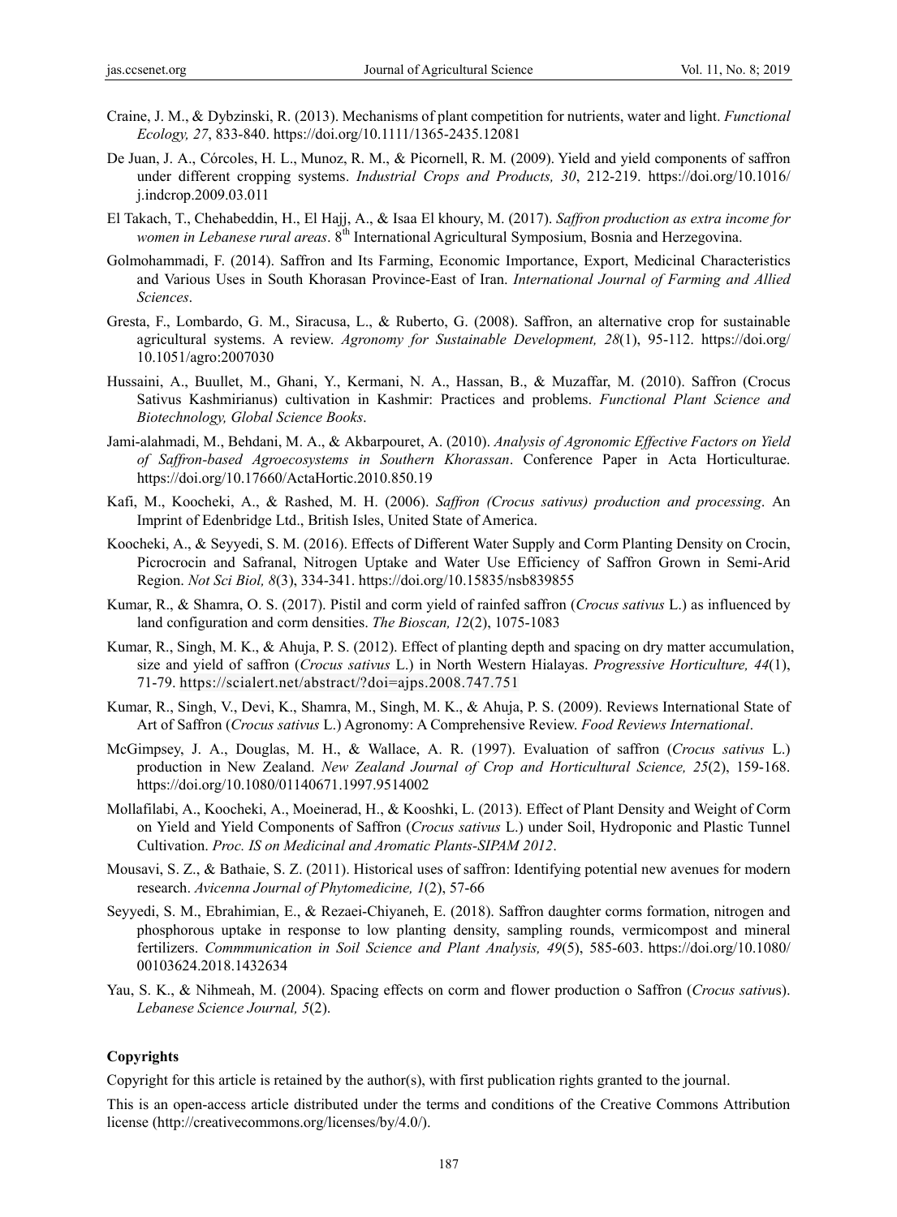Craine, J. M., & Dybzinski, R. (2013). Mechanisms of plant competition for nutrients, water and light. *Functional Ecology, 27*, 833-840. https://doi.org/10.1111/1365-2435.12081

De Juan, J. A., Córcoles, H. L., Munoz, R. M., & Picornell, R. M. (2009). Yield and yield components of saffron under different cropping systems. *Industrial Crops and Products, 30*, 212-219. https://doi.org/10.1016/j.indcrop.2009.03.011

El Takach, T., Chehabeddin, H., El Hajj, A., & Isaa El khoury, M. (2017). *Saffron production as extra income for women in Lebanese rural areas*. 8th International Agricultural Symposium, Bosnia and Herzegovina.

Golmohammadi, F. (2014). Saffron and Its Farming, Economic Importance, Export, Medicinal Characteristics and Various Uses in South Khorasan Province-East of Iran. *International Journal of Farming and Allied Sciences*.

Gresta, F., Lombardo, G. M., Siracusa, L., & Ruberto, G. (2008). Saffron, an alternative crop for sustainable agricultural systems. A review. *Agronomy for Sustainable Development, 28*(1), 95-112. https://doi.org/10.1051/agro:2007030

Hussaini, A., Buullet, M., Ghani, Y., Kermani, N. A., Hassan, B., & Muzaffar, M. (2010). Saffron (Crocus Sativus Kashmirianus) cultivation in Kashmir: Practices and problems. *Functional Plant Science and Biotechnology, Global Science Books*.

Jami-alahmadi, M., Behdani, M. A., & Akbarpouret, A. (2010). *Analysis of Agronomic Effective Factors on Yield of Saffron-based Agroecosystems in Southern Khorassan*. Conference Paper in Acta Horticulturae. https://doi.org/10.17660/ActaHortic.2010.850.19

Kafi, M., Koocheki, A., & Rashed, M. H. (2006). *Saffron (Crocus sativus) production and processing*. An Imprint of Edenbridge Ltd., British Isles, United State of America.

Koocheki, A., & Seyyedi, S. M. (2016). Effects of Different Water Supply and Corm Planting Density on Crocin, Picrocrocin and Safranal, Nitrogen Uptake and Water Use Efficiency of Saffron Grown in Semi-Arid Region. *Not Sci Biol, 8*(3), 334-341. https://doi.org/10.15835/nsb839855

Kumar, R., & Shamra, O. S. (2017). Pistil and corm yield of rainfed saffron (*Crocus sativus* L.) as influenced by land configuration and corm densities. *The Bioscan, 12*(2), 1075-1083

Kumar, R., Singh, M. K., & Ahuja, P. S. (2012). Effect of planting depth and spacing on dry matter accumulation, size and yield of saffron (*Crocus sativus* L.) in North Western Hialayas. *Progressive Horticulture, 44*(1), 71-79. https://scialert.net/abstract/?doi=ajps.2008.747.751

Kumar, R., Singh, V., Devi, K., Shamra, M., Singh, M. K., & Ahuja, P. S. (2009). Reviews International State of Art of Saffron (*Crocus sativus* L.) Agronomy: A Comprehensive Review. *Food Reviews International*.

McGimpsey, J. A., Douglas, M. H., & Wallace, A. R. (1997). Evaluation of saffron (*Crocus sativus* L.) production in New Zealand. *New Zealand Journal of Crop and Horticultural Science, 25*(2), 159-168. https://doi.org/10.1080/01140671.1997.9514002

Mollafilabi, A., Koocheki, A., Moeinerad, H., & Kooshki, L. (2013). Effect of Plant Density and Weight of Corm on Yield and Yield Components of Saffron (*Crocus sativus* L.) under Soil, Hydroponic and Plastic Tunnel Cultivation. *Proc. IS on Medicinal and Aromatic Plants-SIPAM 2012*.

Mousavi, S. Z., & Bathaie, S. Z. (2011). Historical uses of saffron: Identifying potential new avenues for modern research. *Avicenna Journal of Phytomedicine, 1*(2), 57-66

Seyyedi, S. M., Ebrahimian, E., & Rezaei-Chiyaneh, E. (2018). Saffron daughter corms formation, nitrogen and phosphorous uptake in response to low planting density, sampling rounds, vermicompost and mineral fertilizers. *Commmunication in Soil Science and Plant Analysis, 49*(5), 585-603. https://doi.org/10.1080/00103624.2018.1432634

Yau, S. K., & Nihmeah, M. (2004). Spacing effects on corm and flower production o Saffron (*Crocus sativus*). *Lebanese Science Journal, 5*(2).

## Copyrights

Copyright for this article is retained by the author(s), with first publication rights granted to the journal.

This is an open-access article distributed under the terms and conditions of the Creative Commons Attribution license (http://creativecommons.org/licenses/by/4.0/).